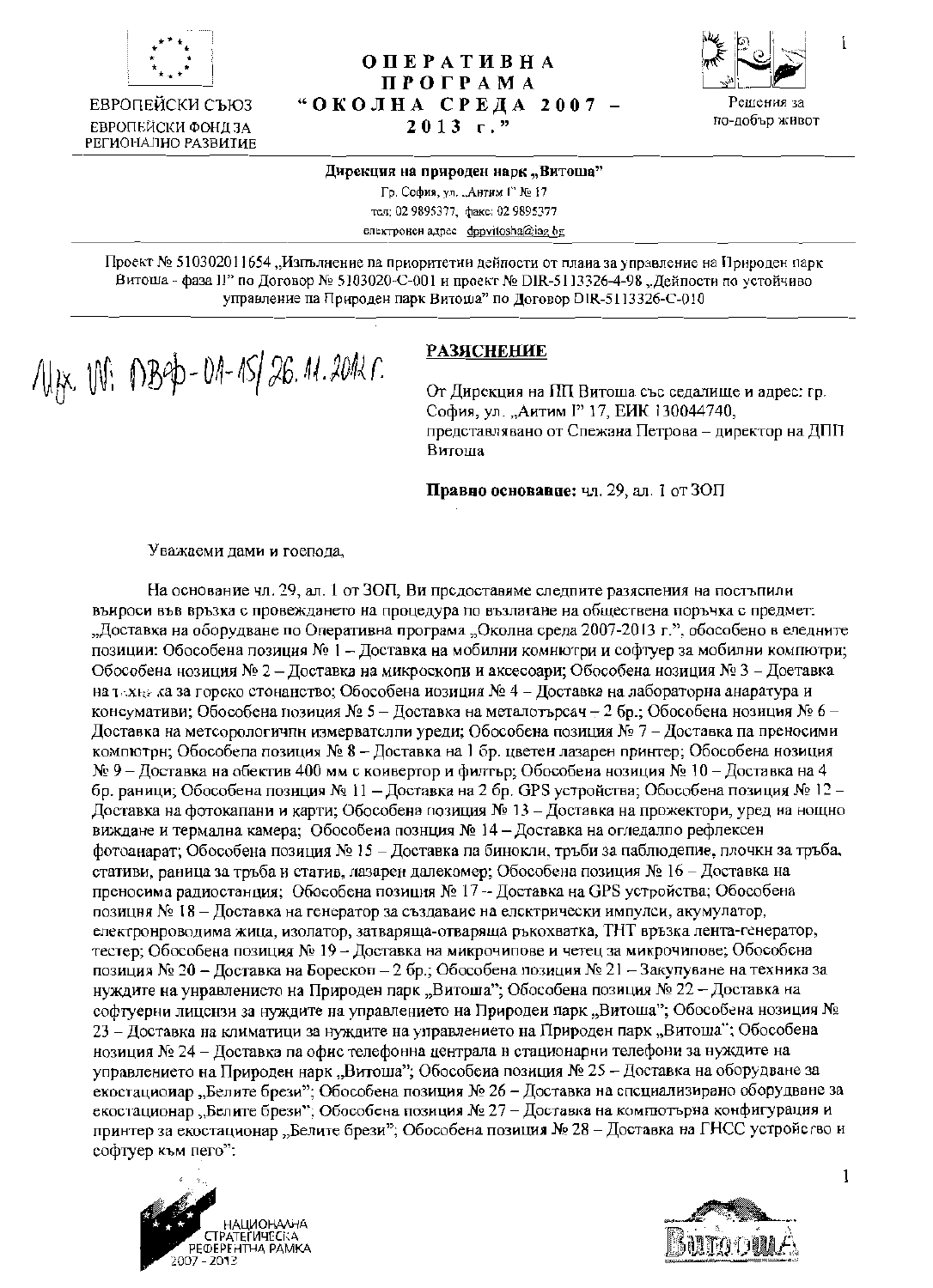ЕВРОПЕЙСКИ СЪЮЗ
ЕВРОПЕЙСКИ ФОНД ЗА РЕГИОНАЛНО РАЗВИТИЕ

**ОПЕРАТИВНА ПРОГРАМА "ОКОЛНА СРЕДА 2007 – 2013 г."**

Решения за по-добър живот

**Дирекция на природен парк „Витоша"**
Гр. София, ул. „Антим I" № 17
тел: 02 9895377, факс: 02 9895377
електронен адрес dppvitosha@iag.bg

Проект № 510302011654 „Изпълнение на приоритетни дейности от плана за управление на Природен парк Витоша - фаза II" по Договор № 5103020-С-001 и проект № DIR-5113326-4-98 „Дейности по устойчиво управление на Природен парк Витоша" по Договор DIR-5113326-С-010

Изх. №: ДВФ-01-15/26.11.2012 г.

**РАЗЯСНЕНИЕ**

От Дирекция на ПП Витоша със седалище и адрес: гр. София, ул. „Антим I" 17, ЕИК 130044740, представлявано от Снежана Петрова – директор на ДПП Витоша

**Правно основание:** чл. 29, ал. 1 от ЗОП

Уважаеми дами и господа,

На основание чл. 29, ал. 1 от ЗОП, Ви предоставяме следните разяснения на постъпили въпроси във връзка с провеждането на процедура по възлагане на обществена поръчка с предмет: „Доставка на оборудване по Оперативна програма „Околна среда 2007-2013 г.", обособено в следните позиции: Обособена позиция № 1 – Доставка на мобилни компютри и софтуер за мобилни компютри; Обособена позиция № 2 – Доставка на микроскопи и аксесоари; Обособена позиция № 3 – Доставка на техника за горско стопанство; Обособена позиция № 4 – Доставка на лабораторна апаратура и консумативи; Обособена позиция № 5 – Доставка на металотърсач – 2 бр.; Обособена позиция № 6 – Доставка на метеорологични измервателни уреди; Обособена позиция № 7 – Доставка на преносими компютри; Обособена позиция № 8 – Доставка на 1 бр. цветен лазарен принтер; Обособена позиция № 9 – Доставка на обектив 400 мм с конвергор и филтър; Обособена позиция № 10 – Доставка на 4 бр. раници; Обособена позиция № 11 – Доставка на 2 бр. GPS устройства; Обособена позиция № 12 – Доставка на фотокапани и карти; Обособена позиция № 13 – Доставка на прожектори, уред на нощно виждане и термална камера; Обособена позиция № 14 – Доставка на огледално рефлексен фотоапарат; Обособена позиция № 15 – Доставка на бинокли, тръби за наблюдение, плочки за тръба, стативи, раница за тръба и статив, лазарен далекомер; Обособена позиция № 16 – Доставка на преносима радиостанция; Обособена позиция № 17 – Доставка на GPS устройства; Обособена позиция № 18 – Доставка на генератор за създаване на електрически импулси, акумулатор, електропроводима жица, изолатор, затваряща-отваряща ръкохватка, ТНТ връзка лента-генератор, тестер; Обособена позиция № 19 – Доставка на микрочипове и четец за микрочипове; Обособена позиция № 20 – Доставка на Борескоп – 2 бр.; Обособена позиция № 21 – Закупуване на техника за нуждите на управлението на Природен парк „Витоша"; Обособена позиция № 22 – Доставка на софтуерни лицензи за нуждите на управлението на Природен парк „Витоша"; Обособена позиция № 23 – Доставка на климатици за нуждите на управлението на Природен парк „Витоша"; Обособена позиция № 24 – Доставка на офис телефонна централа и стационарни телефони за нуждите на управлението на Природен парк „Витоша"; Обособена позиция № 25 – Доставка на оборудване за екостационар „Белите брези"; Обособена позиция № 26 – Доставка на специализирано оборудване за екостационар „Белите брези"; Обособена позиция № 27 – Доставка на компютърна конфигурация и принтер за екостационар „Белите брези"; Обособена позиция № 28 – Доставка на ГНСС устройство и софтуер към него":

НАЦИОНАЛНА СТРАТЕГИЧЕСКА РЕФЕРЕНТНА РАМКА 2007 - 2013

Витоша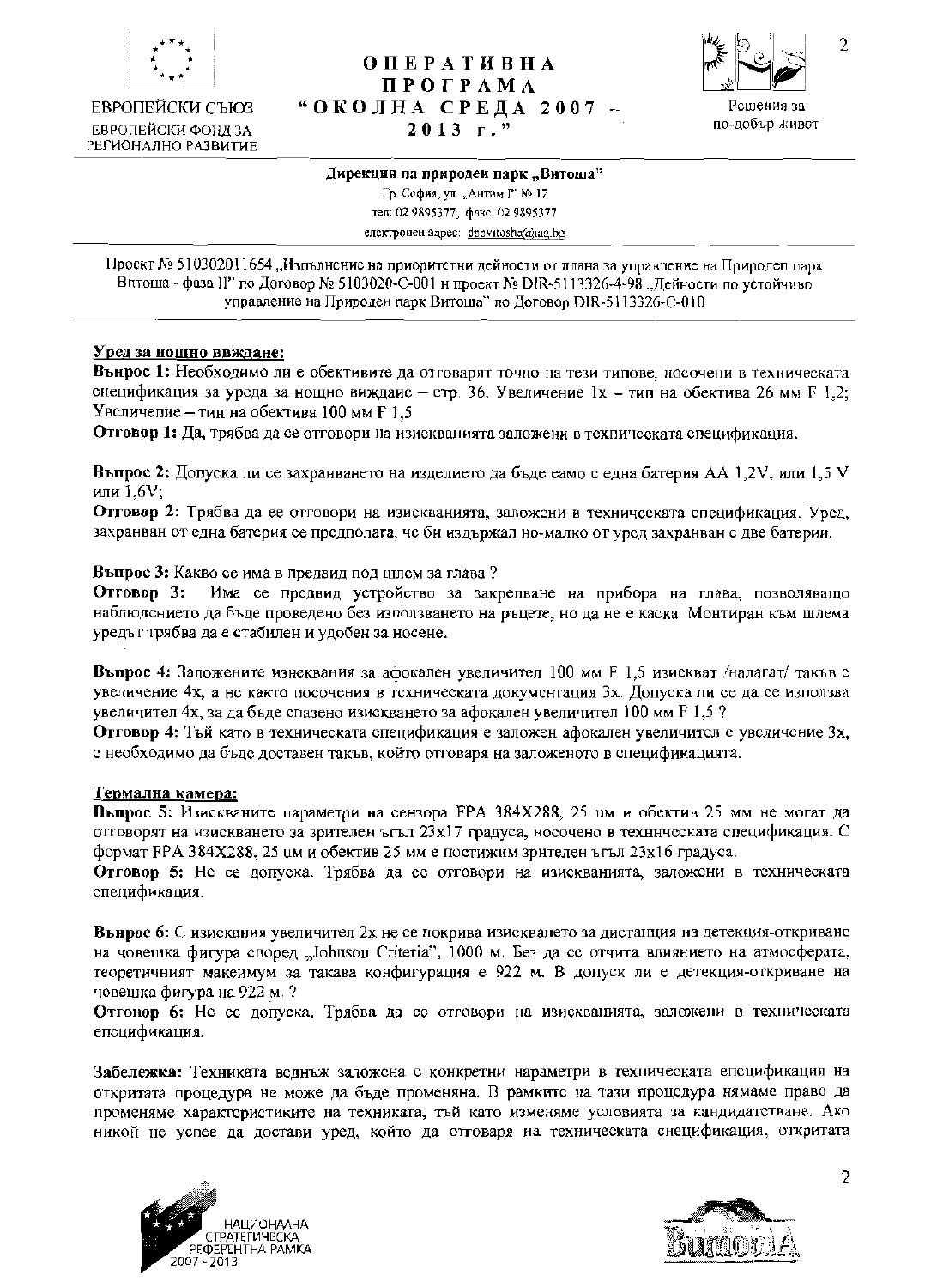ЕВРОПЕЙСКИ СЪЮЗ
ЕВРОПЕЙСКИ ФОНД ЗА РЕГИОНАЛНО РАЗВИТИЕ

**ОПЕРАТИВНА ПРОГРАМА "ОКОЛНА СРЕДА 2007 – 2013 г."**

Решения за по-добър живот

**Дирекция на природен парк „Витоша"**
Гр. София, ул. „Антим I" № 17
тел: 02 9895377, факс. 02 9895377
електронен адрес: dppvitosha@iae.bg

Проект № 510302011654 „Изпълнение на приоритетни дейности от плана за управление на Природен парк Витоша - фаза II" по Договор № 5103020-С-001 и проект № DIR-5113326-4-98 „Дейности по устойчиво управление на Природен парк Витоша" по Договор DIR-5113326-С-010

**Уред за нощно виждане:**

**Въпрос 1:** Необходимо ли е обективите да отговарят точно на тези типове, посочени в техническата спецификация за уреда за нощно виждане – стр. 36. Увеличение 1х – тип на обектива 26 мм F 1,2; Увеличение – тип на обектива 100 мм F 1,5

**Отговор 1: Да,** трябва да се отговори на изискванията заложени в техническата спецификация.

**Въпрос 2:** Допуска ли се захранването на изделието да бъде само с една батерия АА 1,2V, или 1,5 V или 1,6V;

**Отговор 2**: Трябва да се отговори на изискванията, заложени в техническата спецификация. Уред, захранван от една батерия се предполага, че би издържал по-малко от уред захранван с две батерии.

**Въпрос 3:** Какво се има в предвид под шлем за глава ?

**Отговор 3:** Има се предвид устройство за закрепване на прибора на глава, позволяващо наблюдението да бъде проведено без използването на ръцете, но да не е каска. Монтиран към шлема уредът трябва да е стабилен и удобен за носене.

**Въпрос 4:** Заложените изисквания за афокален увеличител 100 мм F 1,5 изискват /налагат/ такъв с увеличение 4х, а не както посочения в техническата документация 3х. Допуска ли се да се използва увеличител 4х, за да бъде спазено изискването за афокален увеличител 100 мм F 1,5 ?

**Отговор 4:** Тъй като в техническата спецификация е заложен афокален увеличител с увеличение 3х, е необходимо да бъде доставен такъв, който отговаря на заложеното в спецификацията.

**Термална камера:**

**Въпрос 5**: Изискваните параметри на сензора FPA 384X288, 25 um и обектив 25 мм не могат да отговорят на изискването за зрителен ъгъл 23x17 градуса, посочено в техническата спецификация. С формат FPA 384X288, 25 um и обектив 25 мм е постижим зрителен ъгъл 23x16 градуса.

**Отговор 5:** Не се допуска. Трябва да се отговори на изискванията, заложени в техническата спецификация.

**Въпрос 6:** С изискания увеличител 2х не се покрива изискването за дистанция на детекция-откриване на човешка фигура според „Johnson Criteria", 1000 м. Без да се отчита влиянието на атмосферата, теоретичният максимум за такава конфигурация е 922 м. В допуск ли е детекция-откриване на човешка фигура на 922 м. ?

**Отговор 6:** Не се допуска. Трябва да се отговори на изискванията, заложени в техническата спецификация.

**Забележка:** Техниката веднъж заложена с конкретни параметри в техническата спецификация на откритата процедура не може да бъде променяна. В рамките на тази процедура нямаме право да променяме характеристиките на техниката, тъй като изменяме условията за кандидатстване. Ако никой не успее да достави уред, който да отговаря на техническата спецификация, откритата

НАЦИОНАЛНА СТРАТЕГИЧЕСКА РЕФЕРЕНТНА РАМКА 2007 - 2013

Витоша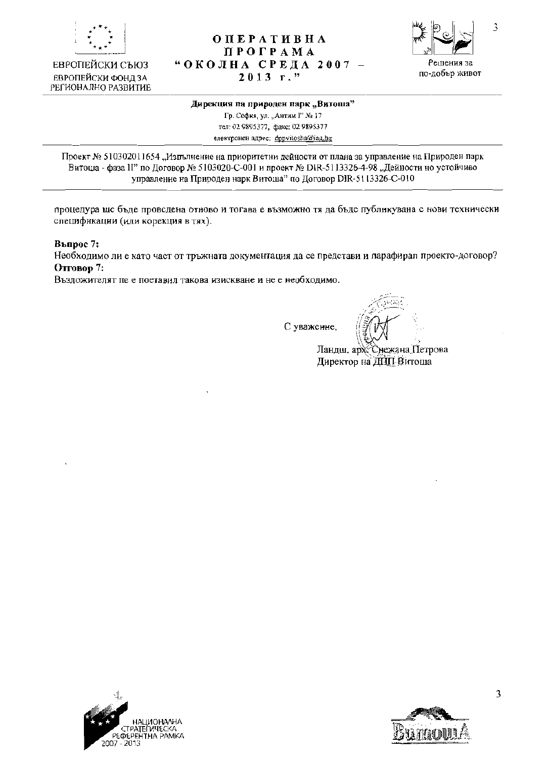процедура ще бъде проведена отново и тогава е възможно тя да бъде публикувана с нови технически спецификации (или корекция в тях).

**Въпрос 7:**
Необходимо ли е като част от тръжната документация да се представи и парафиран проекто-договор?
**Отговор 7:**
Възложителят не е поставил такова изискване и не е необходимо.

С уважение,

Ландш. арх. Снежана Петрова
Директор на ДПП Витоша